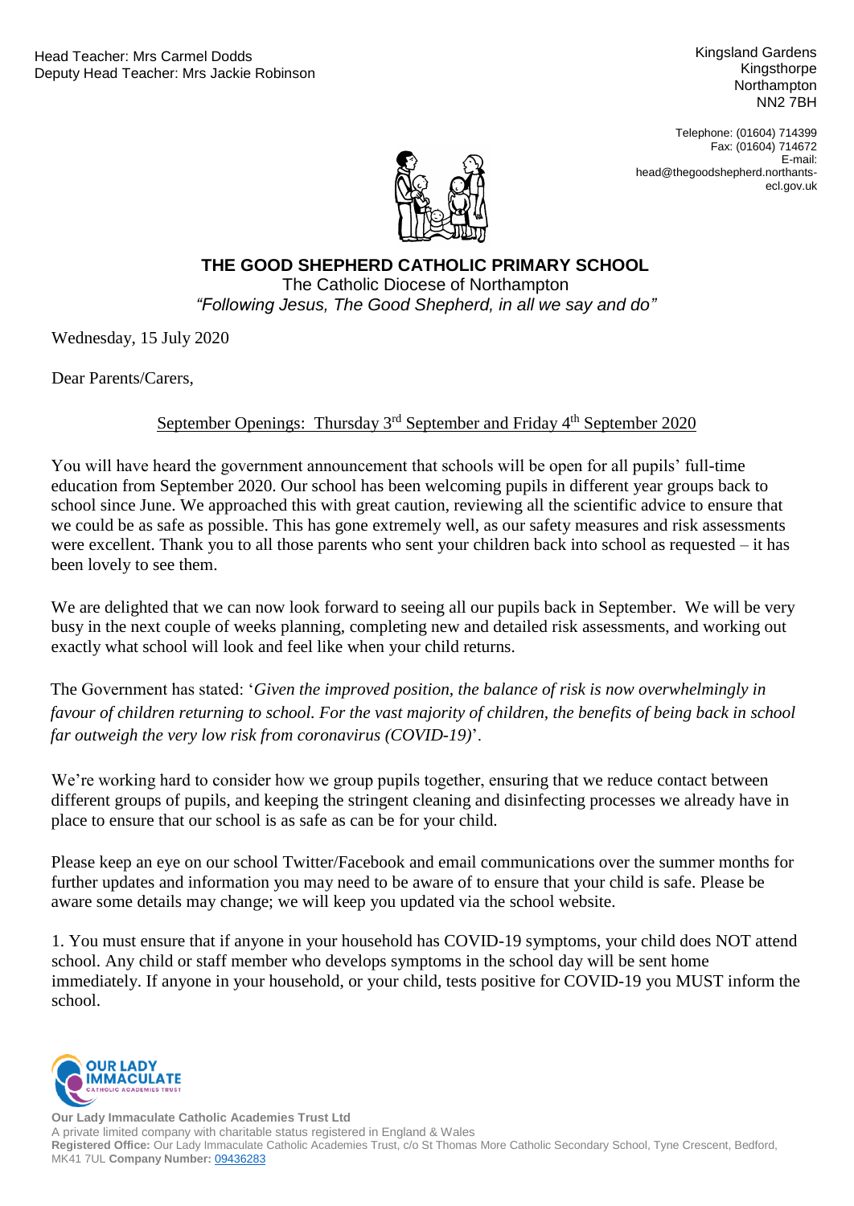Head Teacher: Mrs Carmel Dodds
Deputy Head Teacher: Mrs Jackie Robinson

Kingsland Gardens
Kingsthorpe
Northampton
NN2 7BH

Telephone: (01604) 714399
Fax: (01604) 714672
E-mail: head@thegoodshepherd.northants-ecl.gov.uk

# THE GOOD SHEPHERD CATHOLIC PRIMARY SCHOOL

The Catholic Diocese of Northampton

*"Following Jesus, The Good Shepherd, in all we say and do"*

Wednesday, 15 July 2020

Dear Parents/Carers,

## September Openings: Thursday 3rd September and Friday 4th September 2020

You will have heard the government announcement that schools will be open for all pupils' full-time education from September 2020. Our school has been welcoming pupils in different year groups back to school since June. We approached this with great caution, reviewing all the scientific advice to ensure that we could be as safe as possible. This has gone extremely well, as our safety measures and risk assessments were excellent. Thank you to all those parents who sent your children back into school as requested – it has been lovely to see them.

We are delighted that we can now look forward to seeing all our pupils back in September. We will be very busy in the next couple of weeks planning, completing new and detailed risk assessments, and working out exactly what school will look and feel like when your child returns.

The Government has stated: '*Given the improved position, the balance of risk is now overwhelmingly in favour of children returning to school. For the vast majority of children, the benefits of being back in school far outweigh the very low risk from coronavirus (COVID-19)*'.

We're working hard to consider how we group pupils together, ensuring that we reduce contact between different groups of pupils, and keeping the stringent cleaning and disinfecting processes we already have in place to ensure that our school is as safe as can be for your child.

Please keep an eye on our school Twitter/Facebook and email communications over the summer months for further updates and information you may need to be aware of to ensure that your child is safe. Please be aware some details may change; we will keep you updated via the school website.

1. You must ensure that if anyone in your household has COVID-19 symptoms, your child does NOT attend school. Any child or staff member who develops symptoms in the school day will be sent home immediately. If anyone in your household, or your child, tests positive for COVID-19 you MUST inform the school.

**Our Lady Immaculate Catholic Academies Trust Ltd**
A private limited company with charitable status registered in England & Wales
**Registered Office:** Our Lady Immaculate Catholic Academies Trust, c/o St Thomas More Catholic Secondary School, Tyne Crescent, Bedford, MK41 7UL **Company Number:** 09436283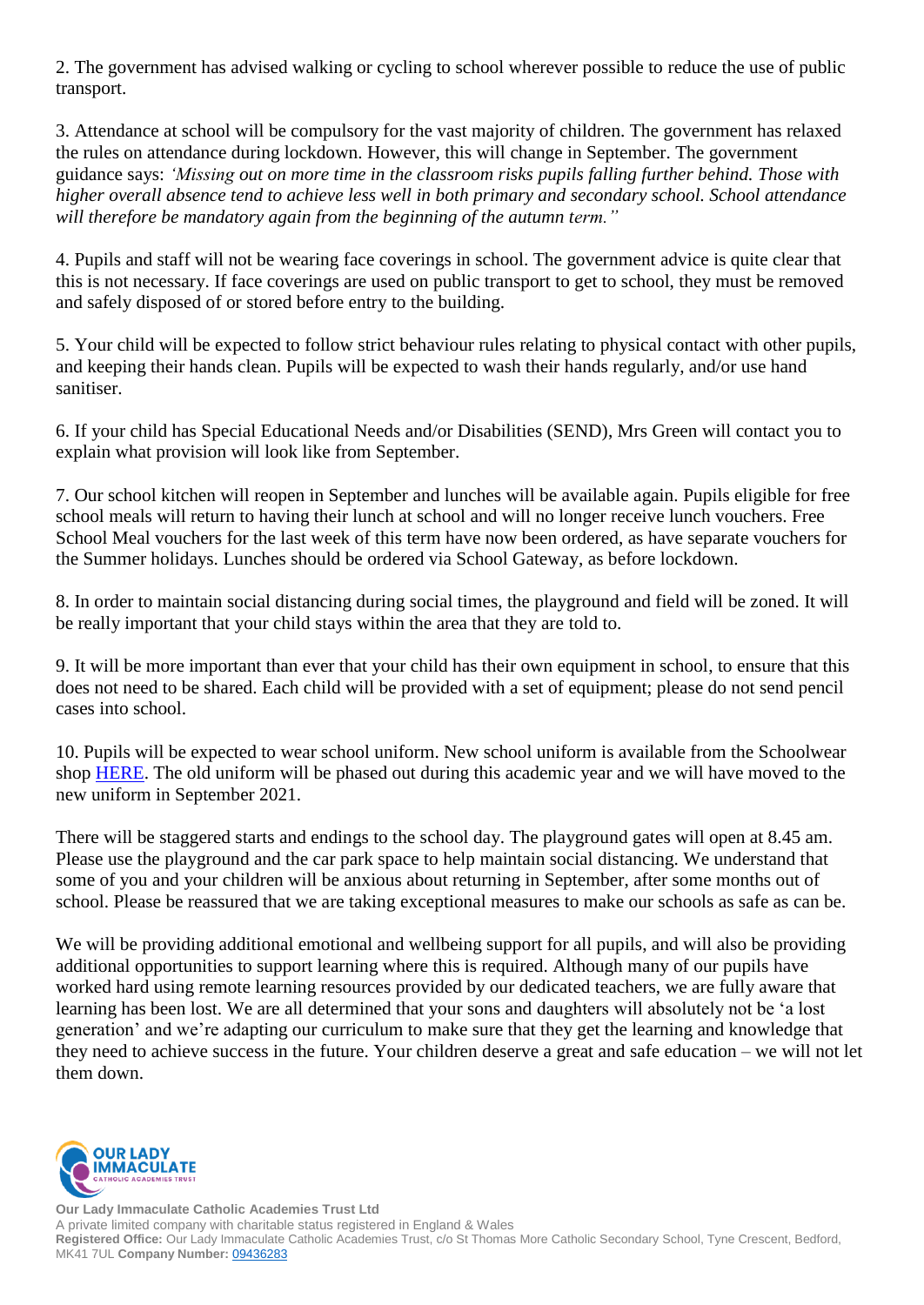2. The government has advised walking or cycling to school wherever possible to reduce the use of public transport.

3. Attendance at school will be compulsory for the vast majority of children. The government has relaxed the rules on attendance during lockdown. However, this will change in September. The government guidance says: *'Missing out on more time in the classroom risks pupils falling further behind. Those with higher overall absence tend to achieve less well in both primary and secondary school. School attendance will therefore be mandatory again from the beginning of the autumn term."*

4. Pupils and staff will not be wearing face coverings in school. The government advice is quite clear that this is not necessary. If face coverings are used on public transport to get to school, they must be removed and safely disposed of or stored before entry to the building.

5. Your child will be expected to follow strict behaviour rules relating to physical contact with other pupils, and keeping their hands clean. Pupils will be expected to wash their hands regularly, and/or use hand sanitiser.

6. If your child has Special Educational Needs and/or Disabilities (SEND), Mrs Green will contact you to explain what provision will look like from September.

7. Our school kitchen will reopen in September and lunches will be available again. Pupils eligible for free school meals will return to having their lunch at school and will no longer receive lunch vouchers. Free School Meal vouchers for the last week of this term have now been ordered, as have separate vouchers for the Summer holidays. Lunches should be ordered via School Gateway, as before lockdown.

8. In order to maintain social distancing during social times, the playground and field will be zoned. It will be really important that your child stays within the area that they are told to.

9. It will be more important than ever that your child has their own equipment in school, to ensure that this does not need to be shared. Each child will be provided with a set of equipment; please do not send pencil cases into school.

10. Pupils will be expected to wear school uniform. New school uniform is available from the Schoolwear shop HERE. The old uniform will be phased out during this academic year and we will have moved to the new uniform in September 2021.

There will be staggered starts and endings to the school day. The playground gates will open at 8.45 am. Please use the playground and the car park space to help maintain social distancing. We understand that some of you and your children will be anxious about returning in September, after some months out of school. Please be reassured that we are taking exceptional measures to make our schools as safe as can be.

We will be providing additional emotional and wellbeing support for all pupils, and will also be providing additional opportunities to support learning where this is required. Although many of our pupils have worked hard using remote learning resources provided by our dedicated teachers, we are fully aware that learning has been lost. We are all determined that your sons and daughters will absolutely not be 'a lost generation' and we're adapting our curriculum to make sure that they get the learning and knowledge that they need to achieve success in the future. Your children deserve a great and safe education – we will not let them down.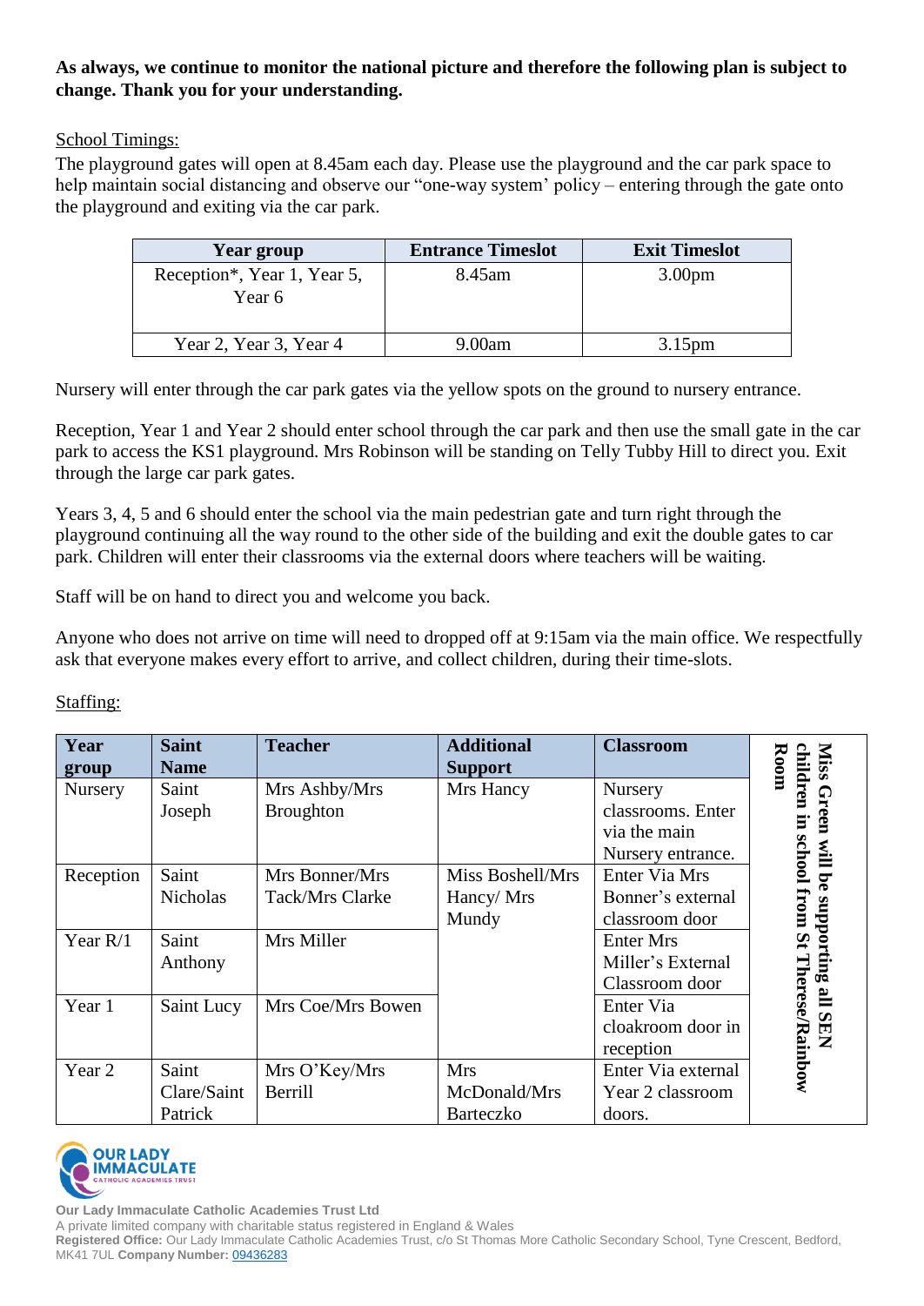**As always, we continue to monitor the national picture and therefore the following plan is subject to change. Thank you for your understanding.**

School Timings:

The playground gates will open at 8.45am each day. Please use the playground and the car park space to help maintain social distancing and observe our "one-way system' policy – entering through the gate onto the playground and exiting via the car park.

| Year group | Entrance Timeslot | Exit Timeslot |
|---|---|---|
| Reception*, Year 1, Year 5, Year 6 | 8.45am | 3.00pm |
| Year 2, Year 3, Year 4 | 9.00am | 3.15pm |

Nursery will enter through the car park gates via the yellow spots on the ground to nursery entrance.

Reception, Year 1 and Year 2 should enter school through the car park and then use the small gate in the car park to access the KS1 playground. Mrs Robinson will be standing on Telly Tubby Hill to direct you. Exit through the large car park gates.

Years 3, 4, 5 and 6 should enter the school via the main pedestrian gate and turn right through the playground continuing all the way round to the other side of the building and exit the double gates to car park. Children will enter their classrooms via the external doors where teachers will be waiting.

Staff will be on hand to direct you and welcome you back.

Anyone who does not arrive on time will need to dropped off at 9:15am via the main office. We respectfully ask that everyone makes every effort to arrive, and collect children, during their time-slots.

Staffing:

| Year group | Saint Name | Teacher | Additional Support | Classroom | **Miss Green will be supporting all SEN children in school from St Therese/Rainbow Room** |
|---|---|---|---|---|---|
| Nursery | Saint Joseph | Mrs Ashby/Mrs Broughton | Mrs Hancy | Nursery classrooms. Enter via the main Nursery entrance. | |
| Reception | Saint Nicholas | Mrs Bonner/Mrs Tack/Mrs Clarke | Miss Boshell/Mrs Hancy/ Mrs Mundy | Enter Via Mrs Bonner's external classroom door | |
| Year R/1 | Saint Anthony | Mrs Miller | | Enter Mrs Miller's External Classroom door | |
| Year 1 | Saint Lucy | Mrs Coe/Mrs Bowen | | Enter Via cloakroom door in reception | |
| Year 2 | Saint Clare/Saint Patrick | Mrs O'Key/Mrs Berrill | Mrs McDonald/Mrs Barteczko | Enter Via external Year 2 classroom doors. | |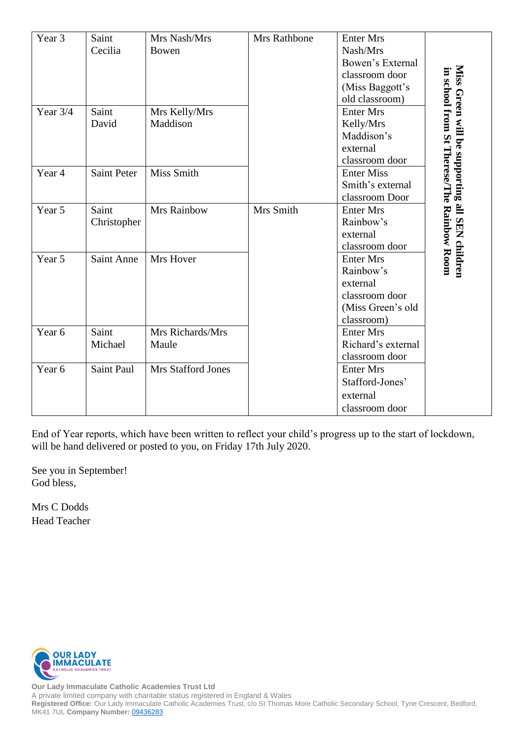| | | | | | |
|---|---|---|---|---|---|
| Year 3 | Saint Cecilia | Mrs Nash/Mrs Bowen | Mrs Rathbone | Enter Mrs Nash/Mrs Bowen's External classroom door (Miss Baggott's old classroom) | **Miss Green will be supporting all SEN children in school from St Therese/The Rainbow Room** |
| Year 3/4 | Saint David | Mrs Kelly/Mrs Maddison | | Enter Mrs Kelly/Mrs Maddison's external classroom door | |
| Year 4 | Saint Peter | Miss Smith | | Enter Miss Smith's external classroom Door | |
| Year 5 | Saint Christopher | Mrs Rainbow | Mrs Smith | Enter Mrs Rainbow's external classroom door | |
| Year 5 | Saint Anne | Mrs Hover | | Enter Mrs Rainbow's external classroom door (Miss Green's old classroom) | |
| Year 6 | Saint Michael | Mrs Richards/Mrs Maule | | Enter Mrs Richard's external classroom door | |
| Year 6 | Saint Paul | Mrs Stafford Jones | | Enter Mrs Stafford-Jones' external classroom door | |

End of Year reports, which have been written to reflect your child's progress up to the start of lockdown, will be hand delivered or posted to you, on Friday 17th July 2020.

See you in September!
God bless,

Mrs C Dodds
Head Teacher

OUR LADY IMMACULATE CATHOLIC ACADEMIES TRUST

**Our Lady Immaculate Catholic Academies Trust Ltd**
A private limited company with charitable status registered in England & Wales
**Registered Office:** Our Lady Immaculate Catholic Academies Trust, c/o St Thomas More Catholic Secondary School, Tyne Crescent, Bedford, MK41 7UL **Company Number:** 09436283